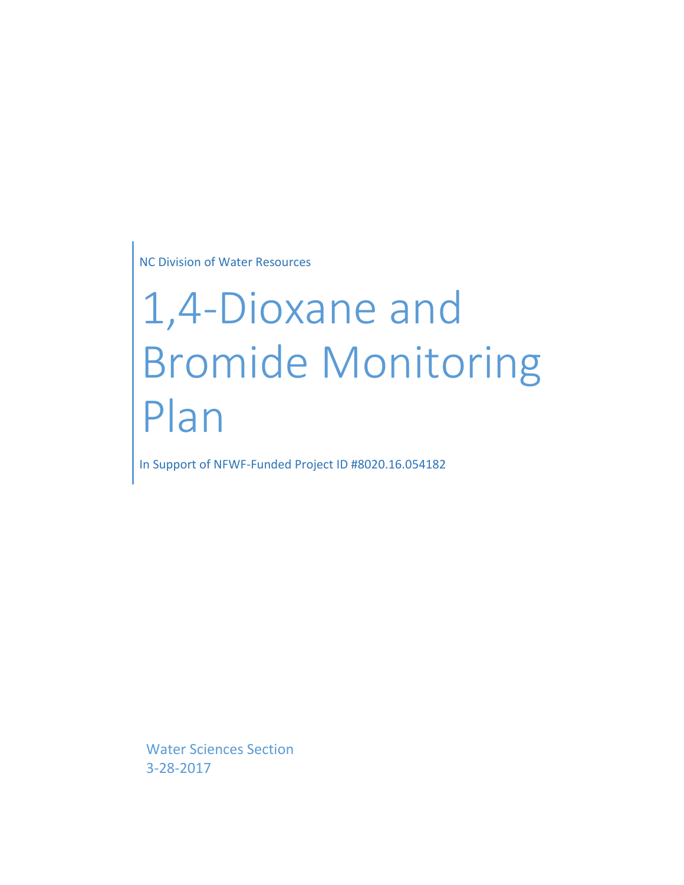NC Division of Water Resources

# 1,4-Dioxane and Bromide Monitoring Plan

In Support of NFWF-Funded Project ID #8020.16.054182

Water Sciences Section
3-28-2017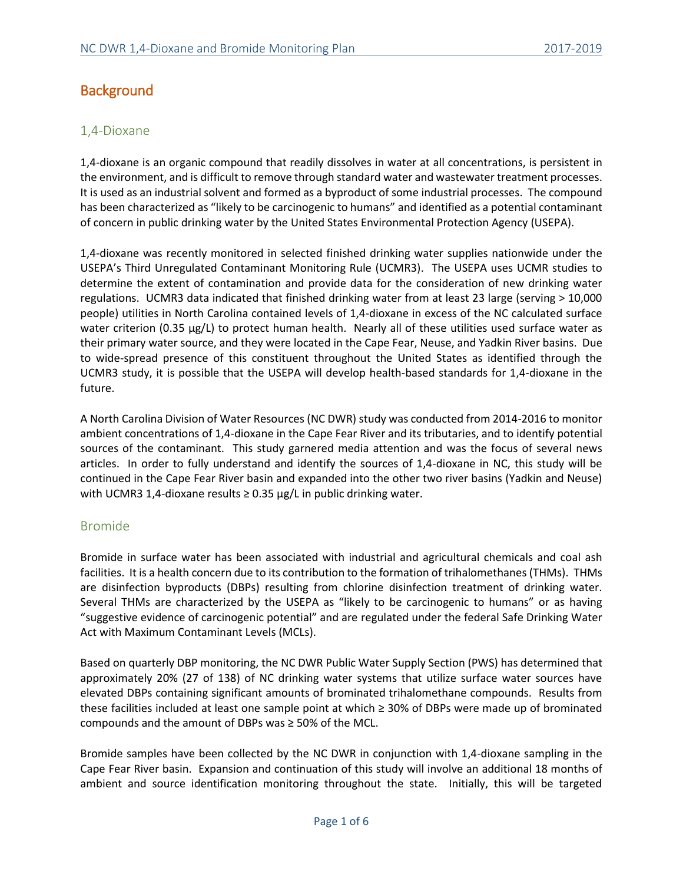# Background

## 1,4-Dioxane

1,4-dioxane is an organic compound that readily dissolves in water at all concentrations, is persistent in the environment, and is difficult to remove through standard water and wastewater treatment processes. It is used as an industrial solvent and formed as a byproduct of some industrial processes. The compound has been characterized as "likely to be carcinogenic to humans" and identified as a potential contaminant of concern in public drinking water by the United States Environmental Protection Agency (USEPA).

1,4-dioxane was recently monitored in selected finished drinking water supplies nationwide under the USEPA's Third Unregulated Contaminant Monitoring Rule (UCMR3). The USEPA uses UCMR studies to determine the extent of contamination and provide data for the consideration of new drinking water regulations. UCMR3 data indicated that finished drinking water from at least 23 large (serving > 10,000 people) utilities in North Carolina contained levels of 1,4-dioxane in excess of the NC calculated surface water criterion (0.35 µg/L) to protect human health. Nearly all of these utilities used surface water as their primary water source, and they were located in the Cape Fear, Neuse, and Yadkin River basins. Due to wide-spread presence of this constituent throughout the United States as identified through the UCMR3 study, it is possible that the USEPA will develop health-based standards for 1,4-dioxane in the future.

A North Carolina Division of Water Resources (NC DWR) study was conducted from 2014-2016 to monitor ambient concentrations of 1,4-dioxane in the Cape Fear River and its tributaries, and to identify potential sources of the contaminant. This study garnered media attention and was the focus of several news articles. In order to fully understand and identify the sources of 1,4-dioxane in NC, this study will be continued in the Cape Fear River basin and expanded into the other two river basins (Yadkin and Neuse) with UCMR3 1,4-dioxane results ≥ 0.35 µg/L in public drinking water.

## Bromide

Bromide in surface water has been associated with industrial and agricultural chemicals and coal ash facilities. It is a health concern due to its contribution to the formation of trihalomethanes (THMs). THMs are disinfection byproducts (DBPs) resulting from chlorine disinfection treatment of drinking water. Several THMs are characterized by the USEPA as "likely to be carcinogenic to humans" or as having "suggestive evidence of carcinogenic potential" and are regulated under the federal Safe Drinking Water Act with Maximum Contaminant Levels (MCLs).

Based on quarterly DBP monitoring, the NC DWR Public Water Supply Section (PWS) has determined that approximately 20% (27 of 138) of NC drinking water systems that utilize surface water sources have elevated DBPs containing significant amounts of brominated trihalomethane compounds. Results from these facilities included at least one sample point at which ≥ 30% of DBPs were made up of brominated compounds and the amount of DBPs was ≥ 50% of the MCL.

Bromide samples have been collected by the NC DWR in conjunction with 1,4-dioxane sampling in the Cape Fear River basin. Expansion and continuation of this study will involve an additional 18 months of ambient and source identification monitoring throughout the state. Initially, this will be targeted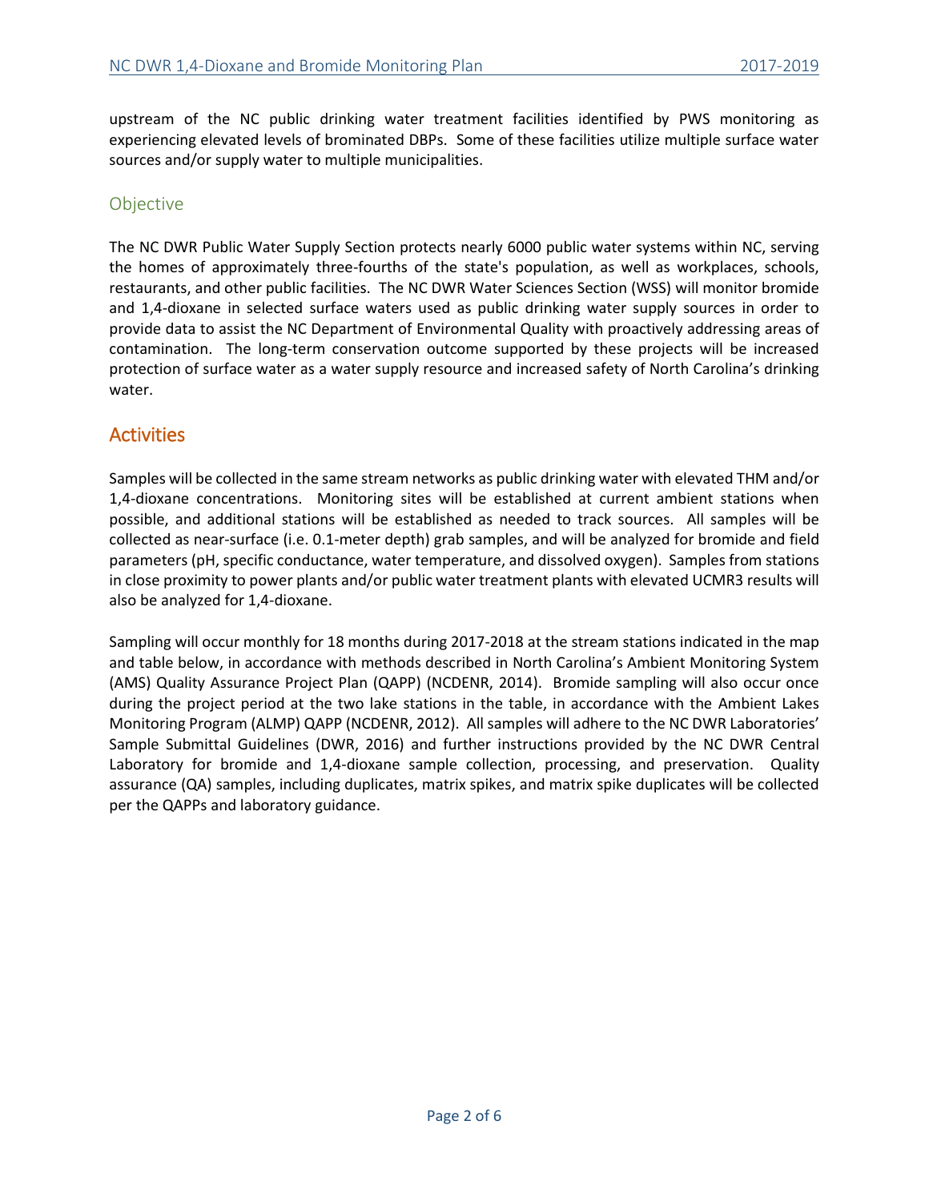upstream of the NC public drinking water treatment facilities identified by PWS monitoring as experiencing elevated levels of brominated DBPs. Some of these facilities utilize multiple surface water sources and/or supply water to multiple municipalities.

### Objective

The NC DWR Public Water Supply Section protects nearly 6000 public water systems within NC, serving the homes of approximately three-fourths of the state's population, as well as workplaces, schools, restaurants, and other public facilities. The NC DWR Water Sciences Section (WSS) will monitor bromide and 1,4-dioxane in selected surface waters used as public drinking water supply sources in order to provide data to assist the NC Department of Environmental Quality with proactively addressing areas of contamination. The long-term conservation outcome supported by these projects will be increased protection of surface water as a water supply resource and increased safety of North Carolina's drinking water.

## Activities

Samples will be collected in the same stream networks as public drinking water with elevated THM and/or 1,4-dioxane concentrations. Monitoring sites will be established at current ambient stations when possible, and additional stations will be established as needed to track sources. All samples will be collected as near-surface (i.e. 0.1-meter depth) grab samples, and will be analyzed for bromide and field parameters (pH, specific conductance, water temperature, and dissolved oxygen). Samples from stations in close proximity to power plants and/or public water treatment plants with elevated UCMR3 results will also be analyzed for 1,4-dioxane.

Sampling will occur monthly for 18 months during 2017-2018 at the stream stations indicated in the map and table below, in accordance with methods described in North Carolina's Ambient Monitoring System (AMS) Quality Assurance Project Plan (QAPP) (NCDENR, 2014). Bromide sampling will also occur once during the project period at the two lake stations in the table, in accordance with the Ambient Lakes Monitoring Program (ALMP) QAPP (NCDENR, 2012). All samples will adhere to the NC DWR Laboratories' Sample Submittal Guidelines (DWR, 2016) and further instructions provided by the NC DWR Central Laboratory for bromide and 1,4-dioxane sample collection, processing, and preservation. Quality assurance (QA) samples, including duplicates, matrix spikes, and matrix spike duplicates will be collected per the QAPPs and laboratory guidance.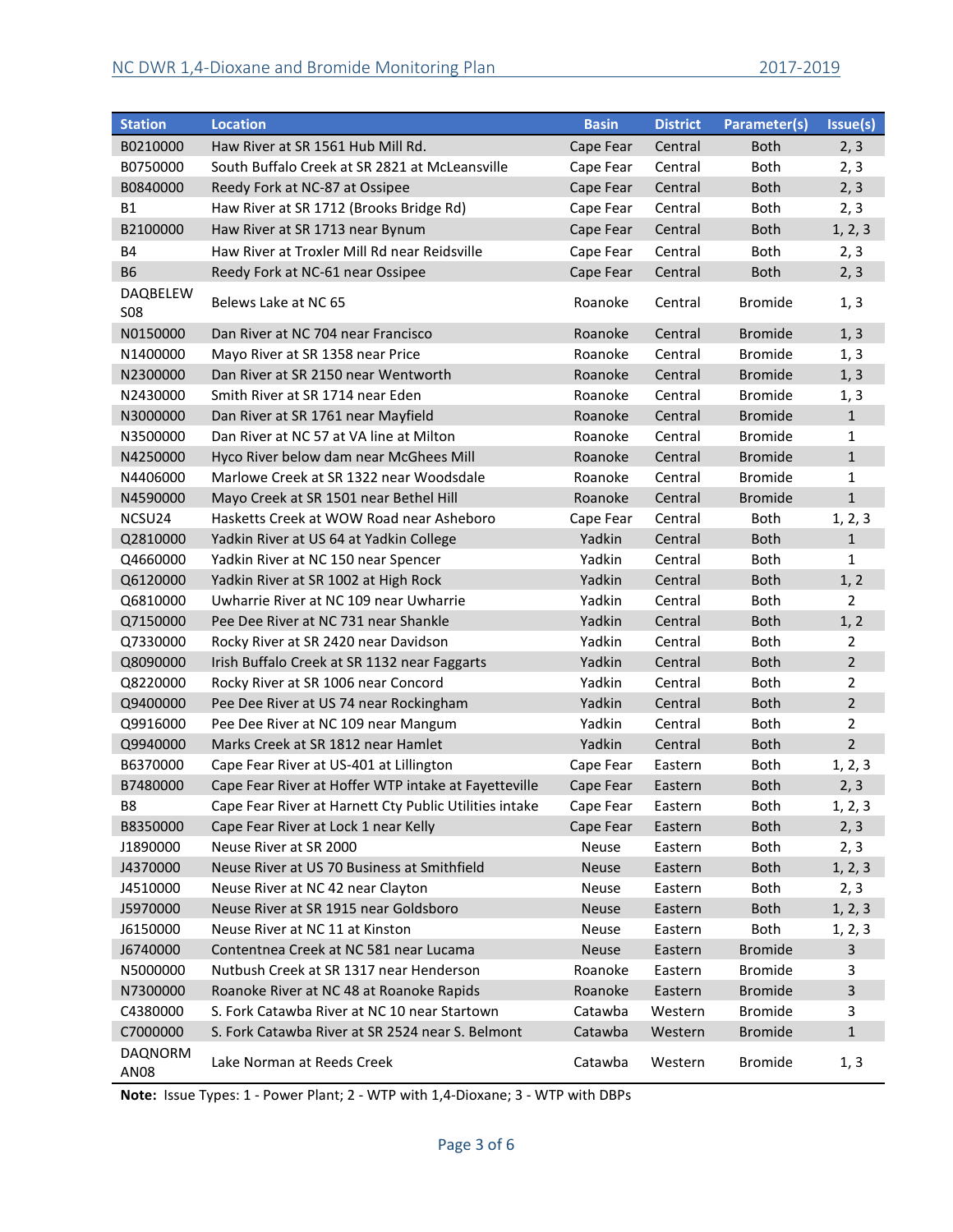| Station | Location | Basin | District | Parameter(s) | Issue(s) |
|---|---|---|---|---|---|
| B0210000 | Haw River at SR 1561 Hub Mill Rd. | Cape Fear | Central | Both | 2, 3 |
| B0750000 | South Buffalo Creek at SR 2821 at McLeansville | Cape Fear | Central | Both | 2, 3 |
| B0840000 | Reedy Fork at NC-87 at Ossipee | Cape Fear | Central | Both | 2, 3 |
| B1 | Haw River at SR 1712 (Brooks Bridge Rd) | Cape Fear | Central | Both | 2, 3 |
| B2100000 | Haw River at SR 1713 near Bynum | Cape Fear | Central | Both | 1, 2, 3 |
| B4 | Haw River at Troxler Mill Rd near Reidsville | Cape Fear | Central | Both | 2, 3 |
| B6 | Reedy Fork at NC-61 near Ossipee | Cape Fear | Central | Both | 2, 3 |
| DAQBELEW S08 | Belews Lake at NC 65 | Roanoke | Central | Bromide | 1, 3 |
| N0150000 | Dan River at NC 704 near Francisco | Roanoke | Central | Bromide | 1, 3 |
| N1400000 | Mayo River at SR 1358 near Price | Roanoke | Central | Bromide | 1, 3 |
| N2300000 | Dan River at SR 2150 near Wentworth | Roanoke | Central | Bromide | 1, 3 |
| N2430000 | Smith River at SR 1714 near Eden | Roanoke | Central | Bromide | 1, 3 |
| N3000000 | Dan River at SR 1761 near Mayfield | Roanoke | Central | Bromide | 1 |
| N3500000 | Dan River at NC 57 at VA line at Milton | Roanoke | Central | Bromide | 1 |
| N4250000 | Hyco River below dam near McGhees Mill | Roanoke | Central | Bromide | 1 |
| N4406000 | Marlowe Creek at SR 1322 near Woodsdale | Roanoke | Central | Bromide | 1 |
| N4590000 | Mayo Creek at SR 1501 near Bethel Hill | Roanoke | Central | Bromide | 1 |
| NCSU24 | Hasketts Creek at WOW Road near Asheboro | Cape Fear | Central | Both | 1, 2, 3 |
| Q2810000 | Yadkin River at US 64 at Yadkin College | Yadkin | Central | Both | 1 |
| Q4660000 | Yadkin River at NC 150 near Spencer | Yadkin | Central | Both | 1 |
| Q6120000 | Yadkin River at SR 1002 at High Rock | Yadkin | Central | Both | 1, 2 |
| Q6810000 | Uwharrie River at NC 109 near Uwharrie | Yadkin | Central | Both | 2 |
| Q7150000 | Pee Dee River at NC 731 near Shankle | Yadkin | Central | Both | 1, 2 |
| Q7330000 | Rocky River at SR 2420 near Davidson | Yadkin | Central | Both | 2 |
| Q8090000 | Irish Buffalo Creek at SR 1132 near Faggarts | Yadkin | Central | Both | 2 |
| Q8220000 | Rocky River at SR 1006 near Concord | Yadkin | Central | Both | 2 |
| Q9400000 | Pee Dee River at US 74 near Rockingham | Yadkin | Central | Both | 2 |
| Q9916000 | Pee Dee River at NC 109 near Mangum | Yadkin | Central | Both | 2 |
| Q9940000 | Marks Creek at SR 1812 near Hamlet | Yadkin | Central | Both | 2 |
| B6370000 | Cape Fear River at US-401 at Lillington | Cape Fear | Eastern | Both | 1, 2, 3 |
| B7480000 | Cape Fear River at Hoffer WTP intake at Fayetteville | Cape Fear | Eastern | Both | 2, 3 |
| B8 | Cape Fear River at Harnett Cty Public Utilities intake | Cape Fear | Eastern | Both | 1, 2, 3 |
| B8350000 | Cape Fear River at Lock 1 near Kelly | Cape Fear | Eastern | Both | 2, 3 |
| J1890000 | Neuse River at SR 2000 | Neuse | Eastern | Both | 2, 3 |
| J4370000 | Neuse River at US 70 Business at Smithfield | Neuse | Eastern | Both | 1, 2, 3 |
| J4510000 | Neuse River at NC 42 near Clayton | Neuse | Eastern | Both | 2, 3 |
| J5970000 | Neuse River at SR 1915 near Goldsboro | Neuse | Eastern | Both | 1, 2, 3 |
| J6150000 | Neuse River at NC 11 at Kinston | Neuse | Eastern | Both | 1, 2, 3 |
| J6740000 | Contentnea Creek at NC 581 near Lucama | Neuse | Eastern | Bromide | 3 |
| N5000000 | Nutbush Creek at SR 1317 near Henderson | Roanoke | Eastern | Bromide | 3 |
| N7300000 | Roanoke River at NC 48 at Roanoke Rapids | Roanoke | Eastern | Bromide | 3 |
| C4380000 | S. Fork Catawba River at NC 10 near Startown | Catawba | Western | Bromide | 3 |
| C7000000 | S. Fork Catawba River at SR 2524 near S. Belmont | Catawba | Western | Bromide | 1 |
| DAQNORM AN08 | Lake Norman at Reeds Creek | Catawba | Western | Bromide | 1, 3 |

**Note:** Issue Types: 1 - Power Plant; 2 - WTP with 1,4-Dioxane; 3 - WTP with DBPs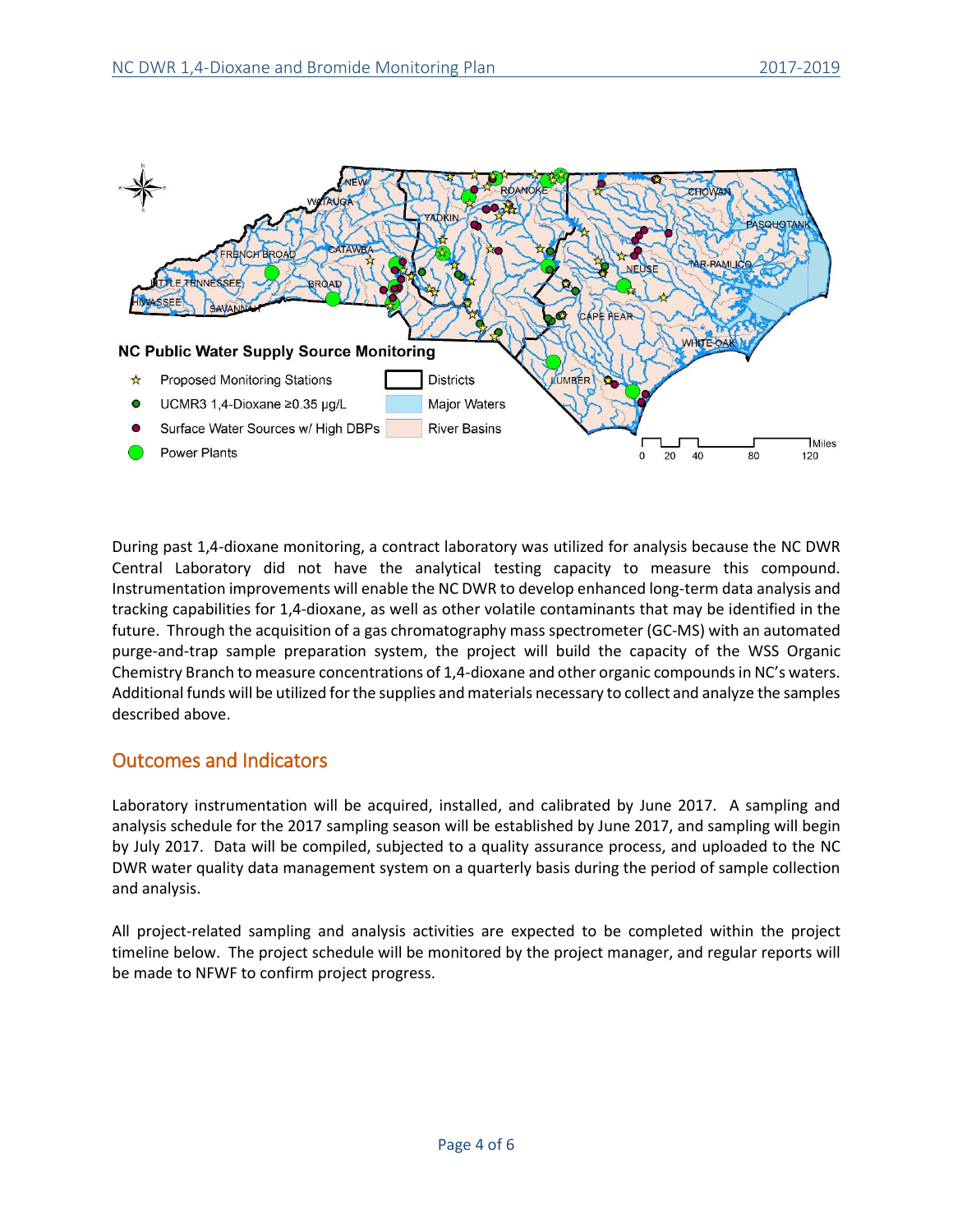During past 1,4-dioxane monitoring, a contract laboratory was utilized for analysis because the NC DWR Central Laboratory did not have the analytical testing capacity to measure this compound. Instrumentation improvements will enable the NC DWR to develop enhanced long-term data analysis and tracking capabilities for 1,4-dioxane, as well as other volatile contaminants that may be identified in the future. Through the acquisition of a gas chromatography mass spectrometer (GC-MS) with an automated purge-and-trap sample preparation system, the project will build the capacity of the WSS Organic Chemistry Branch to measure concentrations of 1,4-dioxane and other organic compounds in NC's waters. Additional funds will be utilized for the supplies and materials necessary to collect and analyze the samples described above.

## Outcomes and Indicators

Laboratory instrumentation will be acquired, installed, and calibrated by June 2017. A sampling and analysis schedule for the 2017 sampling season will be established by June 2017, and sampling will begin by July 2017. Data will be compiled, subjected to a quality assurance process, and uploaded to the NC DWR water quality data management system on a quarterly basis during the period of sample collection and analysis.

All project-related sampling and analysis activities are expected to be completed within the project timeline below. The project schedule will be monitored by the project manager, and regular reports will be made to NFWF to confirm project progress.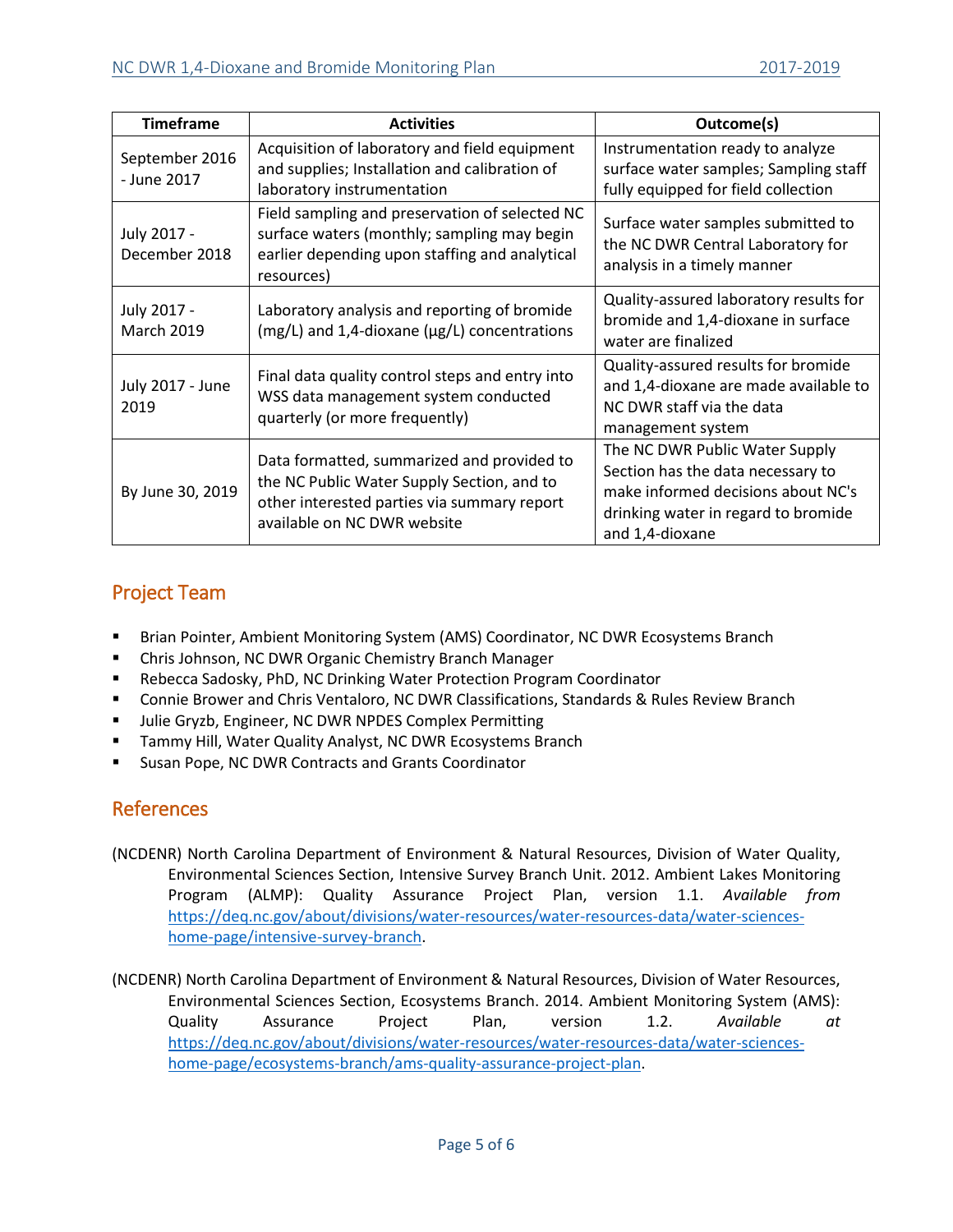| Timeframe | Activities | Outcome(s) |
|---|---|---|
| September 2016 - June 2017 | Acquisition of laboratory and field equipment and supplies; Installation and calibration of laboratory instrumentation | Instrumentation ready to analyze surface water samples; Sampling staff fully equipped for field collection |
| July 2017 - December 2018 | Field sampling and preservation of selected NC surface waters (monthly; sampling may begin earlier depending upon staffing and analytical resources) | Surface water samples submitted to the NC DWR Central Laboratory for analysis in a timely manner |
| July 2017 - March 2019 | Laboratory analysis and reporting of bromide (mg/L) and 1,4-dioxane (µg/L) concentrations | Quality-assured laboratory results for bromide and 1,4-dioxane in surface water are finalized |
| July 2017 - June 2019 | Final data quality control steps and entry into WSS data management system conducted quarterly (or more frequently) | Quality-assured results for bromide and 1,4-dioxane are made available to NC DWR staff via the data management system |
| By June 30, 2019 | Data formatted, summarized and provided to the NC Public Water Supply Section, and to other interested parties via summary report available on NC DWR website | The NC DWR Public Water Supply Section has the data necessary to make informed decisions about NC's drinking water in regard to bromide and 1,4-dioxane |

## Project Team

- Brian Pointer, Ambient Monitoring System (AMS) Coordinator, NC DWR Ecosystems Branch
- Chris Johnson, NC DWR Organic Chemistry Branch Manager
- Rebecca Sadosky, PhD, NC Drinking Water Protection Program Coordinator
- Connie Brower and Chris Ventaloro, NC DWR Classifications, Standards & Rules Review Branch
- Julie Gryzb, Engineer, NC DWR NPDES Complex Permitting
- Tammy Hill, Water Quality Analyst, NC DWR Ecosystems Branch
- Susan Pope, NC DWR Contracts and Grants Coordinator

## References

(NCDENR) North Carolina Department of Environment & Natural Resources, Division of Water Quality, Environmental Sciences Section, Intensive Survey Branch Unit. 2012. Ambient Lakes Monitoring Program (ALMP): Quality Assurance Project Plan, version 1.1. *Available from* https://deq.nc.gov/about/divisions/water-resources/water-resources-data/water-sciences-home-page/intensive-survey-branch.

(NCDENR) North Carolina Department of Environment & Natural Resources, Division of Water Resources, Environmental Sciences Section, Ecosystems Branch. 2014. Ambient Monitoring System (AMS): Quality Assurance Project Plan, version 1.2. *Available at* https://deq.nc.gov/about/divisions/water-resources/water-resources-data/water-sciences-home-page/ecosystems-branch/ams-quality-assurance-project-plan.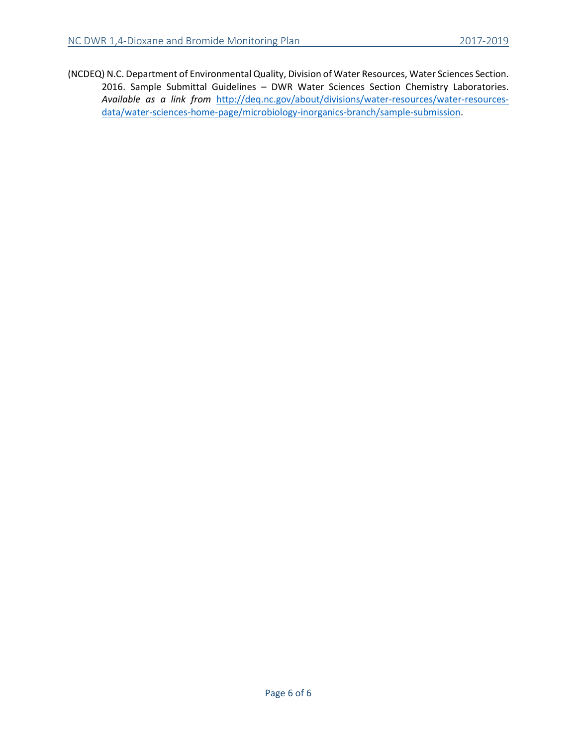(NCDEQ) N.C. Department of Environmental Quality, Division of Water Resources, Water Sciences Section. 2016. Sample Submittal Guidelines – DWR Water Sciences Section Chemistry Laboratories. *Available as a link from* [http://deq.nc.gov/about/divisions/water-resources/water-resources-data/water-sciences-home-page/microbiology-inorganics-branch/sample-submission](http://deq.nc.gov/about/divisions/water-resources/water-resources-data/water-sciences-home-page/microbiology-inorganics-branch/sample-submission).